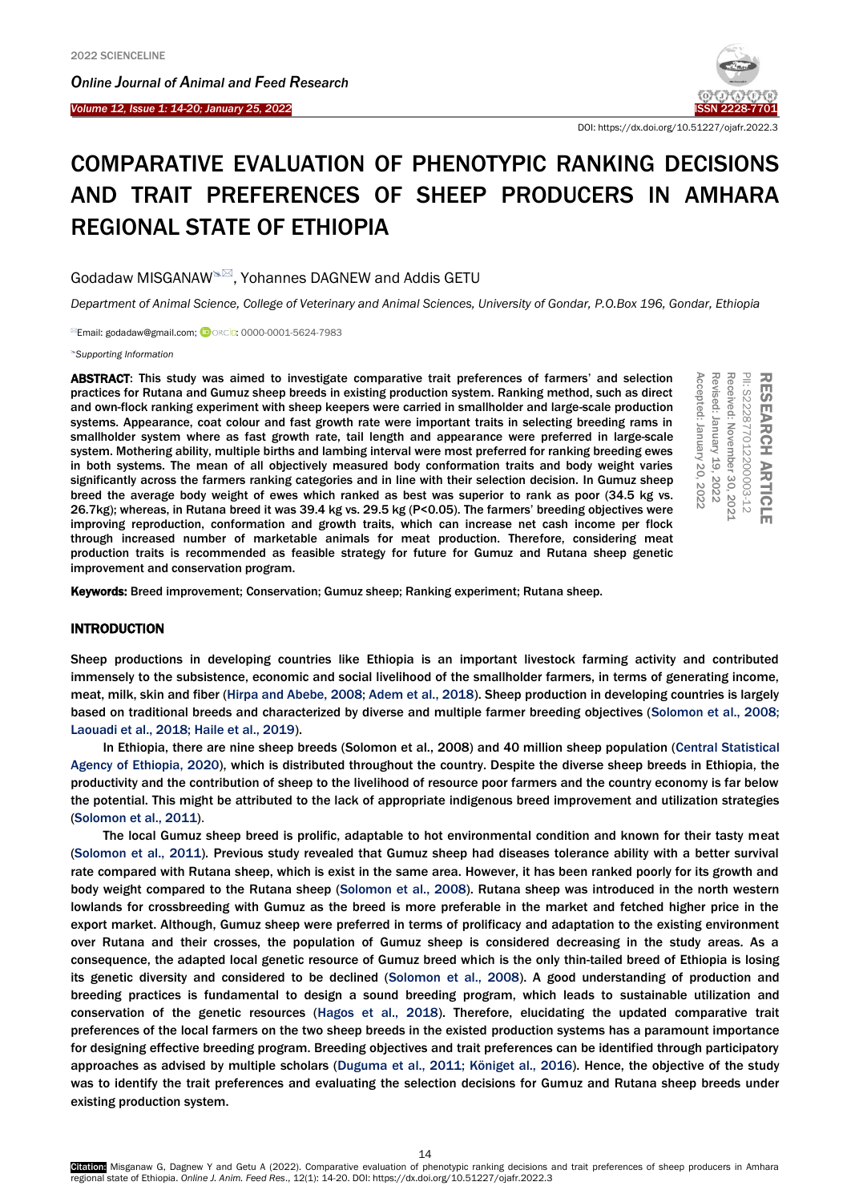# COMPARATIVE EVALUATION OF PHENOTYPIC RANKING DECISIONS AND TRAIT PREFERENCES OF SHEEP PRODUCERS IN AMHARA REGIONAL STATE OF ETHIOPIA

Godadaw MISGANAW, Yohannes DAGNEW and Addis GETU

*Department of Animal Science, College of Veterinary and Animal Sciences, University of Gondar, P.O.Box 196, Gondar, Ethiopia*

Email: godadaw@gmail.com; ORCID: 0000-0001-5624-7983

*Supporting Information*

RESEARCH ARTICLE
PII: S222877012200003-12
Received: November 30, 2021
Revised: January 19, 2022
Accepted: January 20, 2022

**ABSTRACT**: This study was aimed to investigate comparative trait preferences of farmers' and selection practices for Rutana and Gumuz sheep breeds in existing production system. Ranking method, such as direct and own-flock ranking experiment with sheep keepers were carried in smallholder and large-scale production systems. Appearance, coat colour and fast growth rate were important traits in selecting breeding rams in smallholder system where as fast growth rate, tail length and appearance were preferred in large-scale system. Mothering ability, multiple births and lambing interval were most preferred for ranking breeding ewes in both systems. The mean of all objectively measured body conformation traits and body weight varies significantly across the farmers ranking categories and in line with their selection decision. In Gumuz sheep breed the average body weight of ewes which ranked as best was superior to rank as poor (34.5 kg vs. 26.7kg); whereas, in Rutana breed it was 39.4 kg vs. 29.5 kg ($P<0.05$). The farmers' breeding objectives were improving reproduction, conformation and growth traits, which can increase net cash income per flock through increased number of marketable animals for meat production. Therefore, considering meat production traits is recommended as feasible strategy for future for Gumuz and Rutana sheep genetic improvement and conservation program.

**Keywords:** Breed improvement; Conservation; Gumuz sheep; Ranking experiment; Rutana sheep.

## INTRODUCTION

Sheep productions in developing countries like Ethiopia is an important livestock farming activity and contributed immensely to the subsistence, economic and social livelihood of the smallholder farmers, in terms of generating income, meat, milk, skin and fiber (Hirpa and Abebe, 2008; Adem et al., 2018). Sheep production in developing countries is largely based on traditional breeds and characterized by diverse and multiple farmer breeding objectives (Solomon et al., 2008; Laouadi et al., 2018; Haile et al., 2019).

In Ethiopia, there are nine sheep breeds (Solomon et al., 2008) and 40 million sheep population (Central Statistical Agency of Ethiopia, 2020), which is distributed throughout the country. Despite the diverse sheep breeds in Ethiopia, the productivity and the contribution of sheep to the livelihood of resource poor farmers and the country economy is far below the potential. This might be attributed to the lack of appropriate indigenous breed improvement and utilization strategies (Solomon et al., 2011).

The local Gumuz sheep breed is prolific, adaptable to hot environmental condition and known for their tasty meat (Solomon et al., 2011). Previous study revealed that Gumuz sheep had diseases tolerance ability with a better survival rate compared with Rutana sheep, which is exist in the same area. However, it has been ranked poorly for its growth and body weight compared to the Rutana sheep (Solomon et al., 2008). Rutana sheep was introduced in the north western lowlands for crossbreeding with Gumuz as the breed is more preferable in the market and fetched higher price in the export market. Although, Gumuz sheep were preferred in terms of prolificacy and adaptation to the existing environment over Rutana and their crosses, the population of Gumuz sheep is considered decreasing in the study areas. As a consequence, the adapted local genetic resource of Gumuz breed which is the only thin-tailed breed of Ethiopia is losing its genetic diversity and considered to be declined (Solomon et al., 2008). A good understanding of production and breeding practices is fundamental to design a sound breeding program, which leads to sustainable utilization and conservation of the genetic resources (Hagos et al., 2018). Therefore, elucidating the updated comparative trait preferences of the local farmers on the two sheep breeds in the existed production systems has a paramount importance for designing effective breeding program. Breeding objectives and trait preferences can be identified through participatory approaches as advised by multiple scholars (Duguma et al., 2011; Königet al., 2016). Hence, the objective of the study was to identify the trait preferences and evaluating the selection decisions for Gumuz and Rutana sheep breeds under existing production system.

Citation: Misganaw G, Dagnew Y and Getu A (2022). Comparative evaluation of phenotypic ranking decisions and trait preferences of sheep producers in Amhara regional state of Ethiopia. *Online J. Anim. Feed Res.*, 12(1): 14-20. DOI: https://dx.doi.org/10.51227/ojafr.2022.3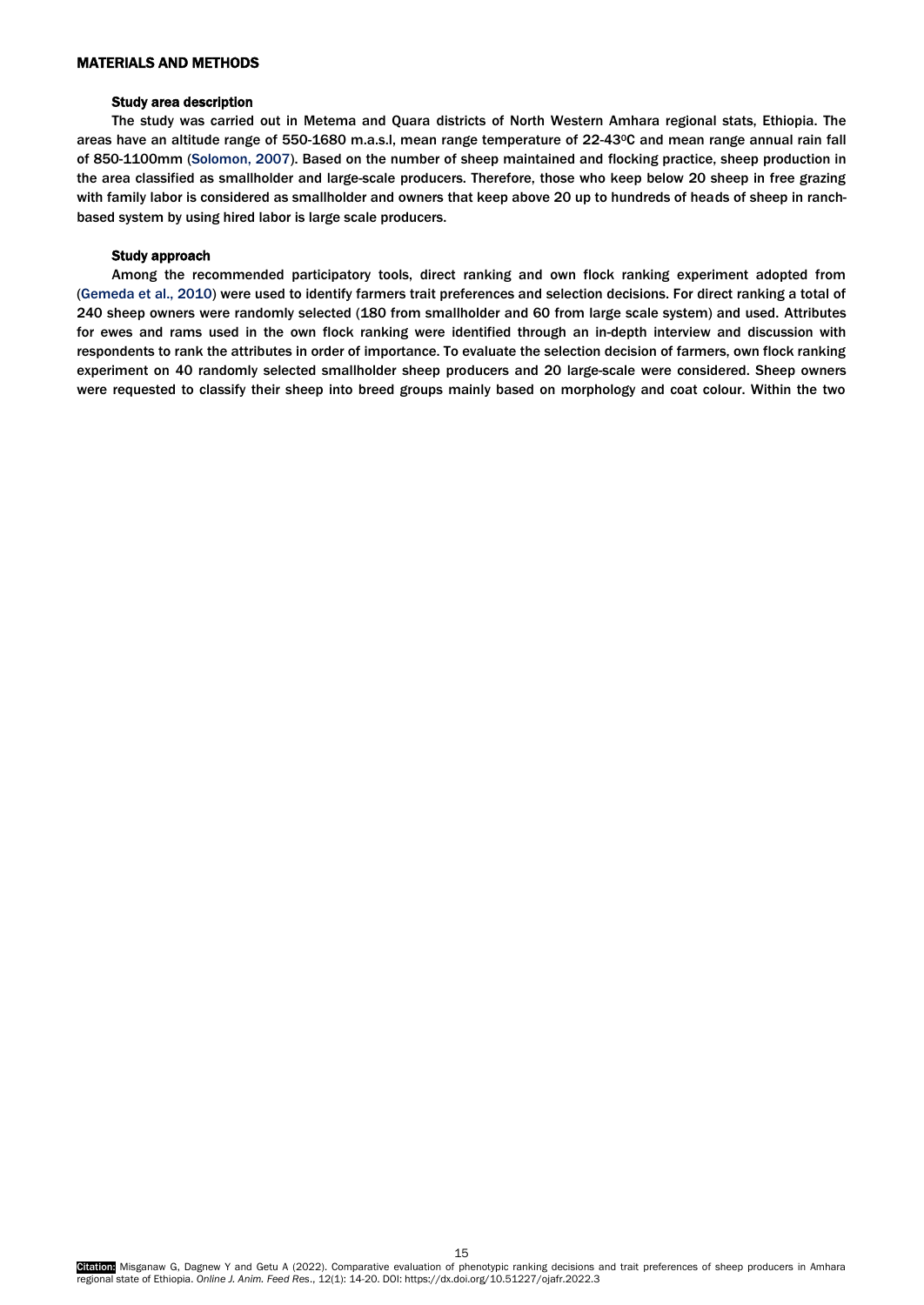## MATERIALS AND METHODS

### Study area description

The study was carried out in Metema and Quara districts of North Western Amhara regional stats, Ethiopia. The areas have an altitude range of 550-1680 m.a.s.l, mean range temperature of 22-43$^{0}$C and mean range annual rain fall of 850-1100mm (Solomon, 2007). Based on the number of sheep maintained and flocking practice, sheep production in the area classified as smallholder and large-scale producers. Therefore, those who keep below 20 sheep in free grazing with family labor is considered as smallholder and owners that keep above 20 up to hundreds of heads of sheep in ranch-based system by using hired labor is large scale producers.

### Study approach

Among the recommended participatory tools, direct ranking and own flock ranking experiment adopted from (Gemeda et al., 2010) were used to identify farmers trait preferences and selection decisions. For direct ranking a total of 240 sheep owners were randomly selected (180 from smallholder and 60 from large scale system) and used. Attributes for ewes and rams used in the own flock ranking were identified through an in-depth interview and discussion with respondents to rank the attributes in order of importance. To evaluate the selection decision of farmers, own flock ranking experiment on 40 randomly selected smallholder sheep producers and 20 large-scale were considered. Sheep owners were requested to classify their sheep into breed groups mainly based on morphology and coat colour. Within the two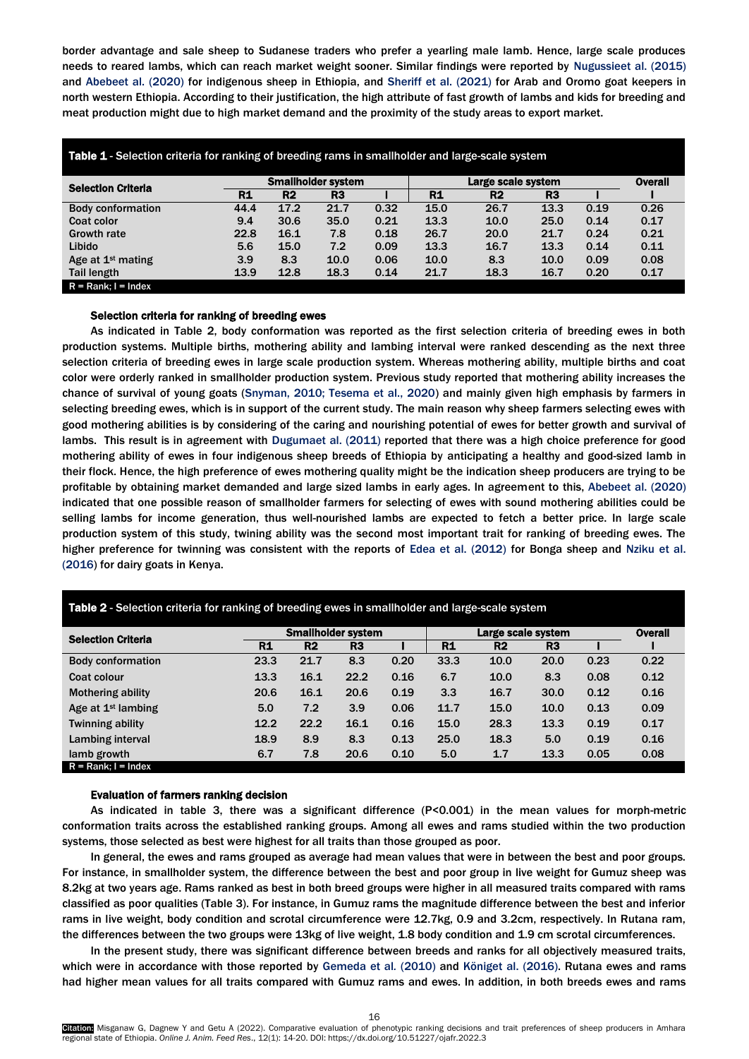border advantage and sale sheep to Sudanese traders who prefer a yearling male lamb. Hence, large scale produces needs to reared lambs, which can reach market weight sooner. Similar findings were reported by Nugussieet al. (2015) and Abebeet al. (2020) for indigenous sheep in Ethiopia, and Sheriff et al. (2021) for Arab and Oromo goat keepers in north western Ethiopia. According to their justification, the high attribute of fast growth of lambs and kids for breeding and meat production might due to high market demand and the proximity of the study areas to export market.

**Table 1** - Selection criteria for ranking of breeding rams in smallholder and large-scale system

| Selection Criteria | Smallholder system | | | | Large scale system | | | | Overall |
|---|---|---|---|---|---|---|---|---|---|
| | R1 | R2 | R3 | I | R1 | R2 | R3 | I | I |
| Body conformation | 44.4 | 17.2 | 21.7 | 0.32 | 15.0 | 26.7 | 13.3 | 0.19 | 0.26 |
| Coat color | 9.4 | 30.6 | 35.0 | 0.21 | 13.3 | 10.0 | 25.0 | 0.14 | 0.17 |
| Growth rate | 22.8 | 16.1 | 7.8 | 0.18 | 26.7 | 20.0 | 21.7 | 0.24 | 0.21 |
| Libido | 5.6 | 15.0 | 7.2 | 0.09 | 13.3 | 16.7 | 13.3 | 0.14 | 0.11 |
| Age at 1st mating | 3.9 | 8.3 | 10.0 | 0.06 | 10.0 | 8.3 | 10.0 | 0.09 | 0.08 |
| Tail length | 13.9 | 12.8 | 18.3 | 0.14 | 21.7 | 18.3 | 16.7 | 0.20 | 0.17 |

R = Rank; I = Index

#### Selection criteria for ranking of breeding ewes

As indicated in Table 2, body conformation was reported as the first selection criteria of breeding ewes in both production systems. Multiple births, mothering ability and lambing interval were ranked descending as the next three selection criteria of breeding ewes in large scale production system. Whereas mothering ability, multiple births and coat color were orderly ranked in smallholder production system. Previous study reported that mothering ability increases the chance of survival of young goats (Snyman, 2010; Tesema et al., 2020) and mainly given high emphasis by farmers in selecting breeding ewes, which is in support of the current study. The main reason why sheep farmers selecting ewes with good mothering abilities is by considering of the caring and nourishing potential of ewes for better growth and survival of lambs. This result is in agreement with Dugumaet al. (2011) reported that there was a high choice preference for good mothering ability of ewes in four indigenous sheep breeds of Ethiopia by anticipating a healthy and good-sized lamb in their flock. Hence, the high preference of ewes mothering quality might be the indication sheep producers are trying to be profitable by obtaining market demanded and large sized lambs in early ages. In agreement to this, Abebeet al. (2020) indicated that one possible reason of smallholder farmers for selecting of ewes with sound mothering abilities could be selling lambs for income generation, thus well-nourished lambs are expected to fetch a better price. In large scale production system of this study, twining ability was the second most important trait for ranking of breeding ewes. The higher preference for twinning was consistent with the reports of Edea et al. (2012) for Bonga sheep and Nziku et al. (2016) for dairy goats in Kenya.

**Table 2** - Selection criteria for ranking of breeding ewes in smallholder and large-scale system

| Selection Criteria | Smallholder system | | | | Large scale system | | | | Overall |
|---|---|---|---|---|---|---|---|---|---|
| | R1 | R2 | R3 | I | R1 | R2 | R3 | I | I |
| Body conformation | 23.3 | 21.7 | 8.3 | 0.20 | 33.3 | 10.0 | 20.0 | 0.23 | 0.22 |
| Coat colour | 13.3 | 16.1 | 22.2 | 0.16 | 6.7 | 10.0 | 8.3 | 0.08 | 0.12 |
| Mothering ability | 20.6 | 16.1 | 20.6 | 0.19 | 3.3 | 16.7 | 30.0 | 0.12 | 0.16 |
| Age at 1st lambing | 5.0 | 7.2 | 3.9 | 0.06 | 11.7 | 15.0 | 10.0 | 0.13 | 0.09 |
| Twinning ability | 12.2 | 22.2 | 16.1 | 0.16 | 15.0 | 28.3 | 13.3 | 0.19 | 0.17 |
| Lambing interval | 18.9 | 8.9 | 8.3 | 0.13 | 25.0 | 18.3 | 5.0 | 0.19 | 0.16 |
| lamb growth | 6.7 | 7.8 | 20.6 | 0.10 | 5.0 | 1.7 | 13.3 | 0.05 | 0.08 |

R = Rank; I = Index

#### Evaluation of farmers ranking decision

As indicated in table 3, there was a significant difference ($P<0.001$) in the mean values for morph-metric conformation traits across the established ranking groups. Among all ewes and rams studied within the two production systems, those selected as best were highest for all traits than those grouped as poor.

In general, the ewes and rams grouped as average had mean values that were in between the best and poor groups. For instance, in smallholder system, the difference between the best and poor group in live weight for Gumuz sheep was 8.2kg at two years age. Rams ranked as best in both breed groups were higher in all measured traits compared with rams classified as poor qualities (Table 3). For instance, in Gumuz rams the magnitude difference between the best and inferior rams in live weight, body condition and scrotal circumference were 12.7kg, 0.9 and 3.2cm, respectively. In Rutana ram, the differences between the two groups were 13kg of live weight, 1.8 body condition and 1.9 cm scrotal circumferences.

In the present study, there was significant difference between breeds and ranks for all objectively measured traits, which were in accordance with those reported by Gemeda et al. (2010) and Königet al. (2016). Rutana ewes and rams had higher mean values for all traits compared with Gumuz rams and ewes. In addition, in both breeds ewes and rams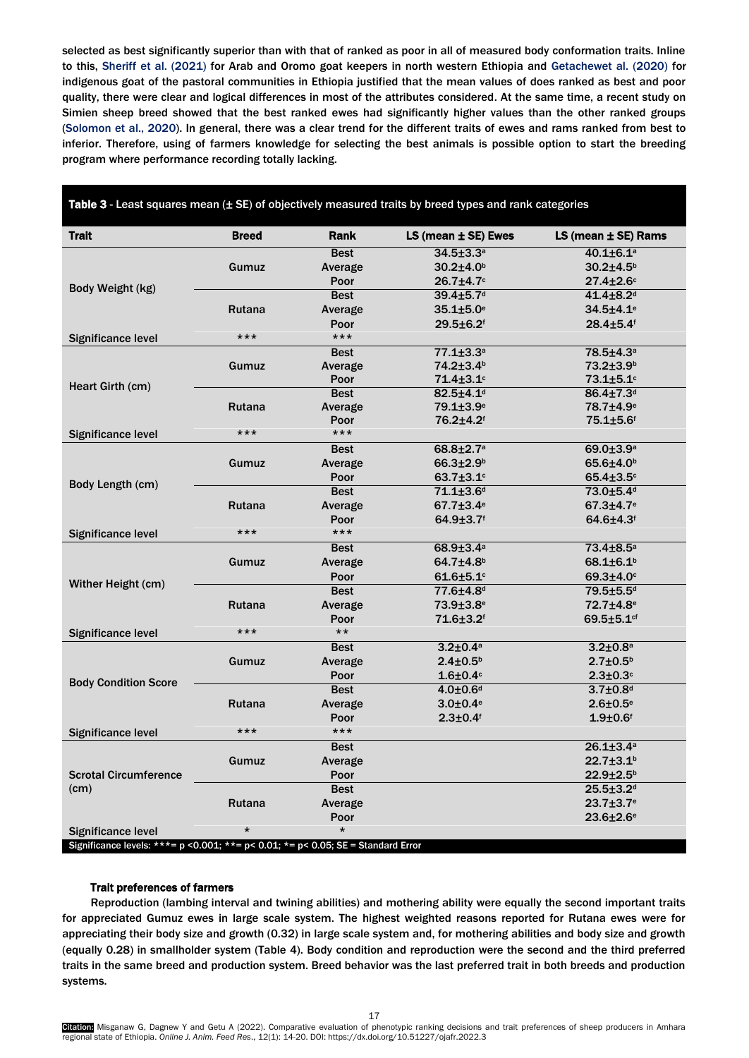selected as best significantly superior than with that of ranked as poor in all of measured body conformation traits. Inline to this, Sheriff et al. (2021) for Arab and Oromo goat keepers in north western Ethiopia and Getachewet al. (2020) for indigenous goat of the pastoral communities in Ethiopia justified that the mean values of does ranked as best and poor quality, there were clear and logical differences in most of the attributes considered. At the same time, a recent study on Simien sheep breed showed that the best ranked ewes had significantly higher values than the other ranked groups (Solomon et al., 2020). In general, there was a clear trend for the different traits of ewes and rams ranked from best to inferior. Therefore, using of farmers knowledge for selecting the best animals is possible option to start the breeding program where performance recording totally lacking.

**Table 3** - Least squares mean (± SE) of objectively measured traits by breed types and rank categories

| Trait | Breed | Rank | LS (mean ± SE) Ewes | LS (mean ± SE) Rams |
|---|---|---|---|---|
| Body Weight (kg) | Gumuz | Best | 34.5±3.3[a] | 40.1±6.1[a] |
| | | Average | 30.2±4.0[b] | 30.2±4.5[b] |
| | | Poor | 26.7±4.7[c] | 27.4±2.6[c] |
| | Rutana | Best | 39.4±5.7[d] | 41.4±8.2[d] |
| | | Average | 35.1±5.0[e] | 34.5±4.1[e] |
| | | Poor | 29.5±6.2[f] | 28.4±5.4[f] |
| Significance level | *** | *** | | |
| Heart Girth (cm) | Gumuz | Best | 77.1±3.3[a] | 78.5±4.3[a] |
| | | Average | 74.2±3.4[b] | 73.2±3.9[b] |
| | | Poor | 71.4±3.1[c] | 73.1±5.1[c] |
| | Rutana | Best | 82.5±4.1[d] | 86.4±7.3[d] |
| | | Average | 79.1±3.9[e] | 78.7±4.9[e] |
| | | Poor | 76.2±4.2[f] | 75.1±5.6[f] |
| Significance level | *** | *** | | |
| Body Length (cm) | Gumuz | Best | 68.8±2.7[a] | 69.0±3.9[a] |
| | | Average | 66.3±2.9[b] | 65.6±4.0[b] |
| | | Poor | 63.7±3.1[c] | 65.4±3.5[c] |
| | Rutana | Best | 71.1±3.6[d] | 73.0±5.4[d] |
| | | Average | 67.7±3.4[e] | 67.3±4.7[e] |
| | | Poor | 64.9±3.7[f] | 64.6±4.3[f] |
| Significance level | *** | *** | | |
| Wither Height (cm) | Gumuz | Best | 68.9±3.4[a] | 73.4±8.5[a] |
| | | Average | 64.7±4.8[b] | 68.1±6.1[b] |
| | | Poor | 61.6±5.1[c] | 69.3±4.0[c] |
| | Rutana | Best | 77.6±4.8[d] | 79.5±5.5[d] |
| | | Average | 73.9±3.8[e] | 72.7±4.8[e] |
| | | Poor | 71.6±3.2[f] | 69.5±5.1[cf] |
| Significance level | *** | ** | | |
| Body Condition Score | Gumuz | Best | 3.2±0.4[a] | 3.2±0.8[a] |
| | | Average | 2.4±0.5[b] | 2.7±0.5[b] |
| | | Poor | 1.6±0.4[c] | 2.3±0.3[c] |
| | Rutana | Best | 4.0±0.6[d] | 3.7±0.8[d] |
| | | Average | 3.0±0.4[e] | 2.6±0.5[e] |
| | | Poor | 2.3±0.4[f] | 1.9±0.6[f] |
| Significance level | *** | *** | | |
| Scrotal Circumference (cm) | Gumuz | Best | | 26.1±3.4[a] |
| | | Average | | 22.7±3.1[b] |
| | | Poor | | 22.9±2.5[b] |
| | Rutana | Best | | 25.5±3.2[d] |
| | | Average | | 23.7±3.7[e] |
| | | Poor | | 23.6±2.6[e] |
| Significance level | * | * | | |

Significance levels: ***= p <0.001; **= p< 0.01; *= p< 0.05; SE = Standard Error

### Trait preferences of farmers

Reproduction (lambing interval and twining abilities) and mothering ability were equally the second important traits for appreciated Gumuz ewes in large scale system. The highest weighted reasons reported for Rutana ewes were for appreciating their body size and growth (0.32) in large scale system and, for mothering abilities and body size and growth (equally 0.28) in smallholder system (Table 4). Body condition and reproduction were the second and the third preferred traits in the same breed and production system. Breed behavior was the last preferred trait in both breeds and production systems.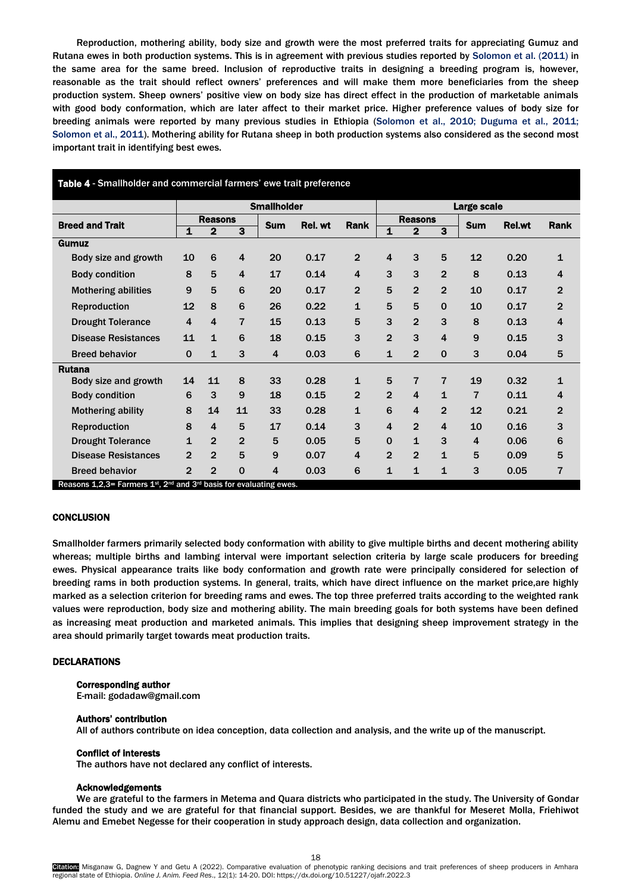Reproduction, mothering ability, body size and growth were the most preferred traits for appreciating Gumuz and Rutana ewes in both production systems. This is in agreement with previous studies reported by Solomon et al. (2011) in the same area for the same breed. Inclusion of reproductive traits in designing a breeding program is, however, reasonable as the trait should reflect owners' preferences and will make them more beneficiaries from the sheep production system. Sheep owners' positive view on body size has direct effect in the production of marketable animals with good body conformation, which are later affect to their market price. Higher preference values of body size for breeding animals were reported by many previous studies in Ethiopia (Solomon et al., 2010; Duguma et al., 2011; Solomon et al., 2011). Mothering ability for Rutana sheep in both production systems also considered as the second most important trait in identifying best ewes.

**Table 4** - Smallholder and commercial farmers' ewe trait preference

| Breed and Trait | Smallholder | | | | | | Large scale | | | | | |
|---|---|---|---|---|---|---|---|---|---|---|---|---|
| | Reasons | | | Sum | Rel. wt | Rank | Reasons | | | Sum | Rel.wt | Rank |
| | 1 | 2 | 3 | | | | 1 | 2 | 3 | | | |
| **Gumuz** | | | | | | | | | | | | |
| Body size and growth | 10 | 6 | 4 | 20 | 0.17 | 2 | 4 | 3 | 5 | 12 | 0.20 | 1 |
| Body condition | 8 | 5 | 4 | 17 | 0.14 | 4 | 3 | 3 | 2 | 8 | 0.13 | 4 |
| Mothering abilities | 9 | 5 | 6 | 20 | 0.17 | 2 | 5 | 2 | 2 | 10 | 0.17 | 2 |
| Reproduction | 12 | 8 | 6 | 26 | 0.22 | 1 | 5 | 5 | 0 | 10 | 0.17 | 2 |
| Drought Tolerance | 4 | 4 | 7 | 15 | 0.13 | 5 | 3 | 2 | 3 | 8 | 0.13 | 4 |
| Disease Resistances | 11 | 1 | 6 | 18 | 0.15 | 3 | 2 | 3 | 4 | 9 | 0.15 | 3 |
| Breed behavior | 0 | 1 | 3 | 4 | 0.03 | 6 | 1 | 2 | 0 | 3 | 0.04 | 5 |
| **Rutana** | | | | | | | | | | | | |
| Body size and growth | 14 | 11 | 8 | 33 | 0.28 | 1 | 5 | 7 | 7 | 19 | 0.32 | 1 |
| Body condition | 6 | 3 | 9 | 18 | 0.15 | 2 | 2 | 4 | 1 | 7 | 0.11 | 4 |
| Mothering ability | 8 | 14 | 11 | 33 | 0.28 | 1 | 6 | 4 | 2 | 12 | 0.21 | 2 |
| Reproduction | 8 | 4 | 5 | 17 | 0.14 | 3 | 4 | 2 | 4 | 10 | 0.16 | 3 |
| Drought Tolerance | 1 | 2 | 2 | 5 | 0.05 | 5 | 0 | 1 | 3 | 4 | 0.06 | 6 |
| Disease Resistances | 2 | 2 | 5 | 9 | 0.07 | 4 | 2 | 2 | 1 | 5 | 0.09 | 5 |
| Breed behavior | 2 | 2 | 0 | 4 | 0.03 | 6 | 1 | 1 | 1 | 3 | 0.05 | 7 |

Reasons 1,2,3= Farmers 1st, 2nd and 3rd basis for evaluating ewes.

## CONCLUSION

Smallholder farmers primarily selected body conformation with ability to give multiple births and decent mothering ability whereas; multiple births and lambing interval were important selection criteria by large scale producers for breeding ewes. Physical appearance traits like body conformation and growth rate were principally considered for selection of breeding rams in both production systems. In general, traits, which have direct influence on the market price,are highly marked as a selection criterion for breeding rams and ewes. The top three preferred traits according to the weighted rank values were reproduction, body size and mothering ability. The main breeding goals for both systems have been defined as increasing meat production and marketed animals. This implies that designing sheep improvement strategy in the area should primarily target towards meat production traits.

## DECLARATIONS

### Corresponding author

E-mail: godadaw@gmail.com

### Authors' contribution

All of authors contribute on idea conception, data collection and analysis, and the write up of the manuscript.

### Conflict of interests

The authors have not declared any conflict of interests.

### Acknowledgements

We are grateful to the farmers in Metema and Quara districts who participated in the study. The University of Gondar funded the study and we are grateful for that financial support. Besides, we are thankful for Meseret Molla, Friehiwot Alemu and Emebet Negesse for their cooperation in study approach design, data collection and organization.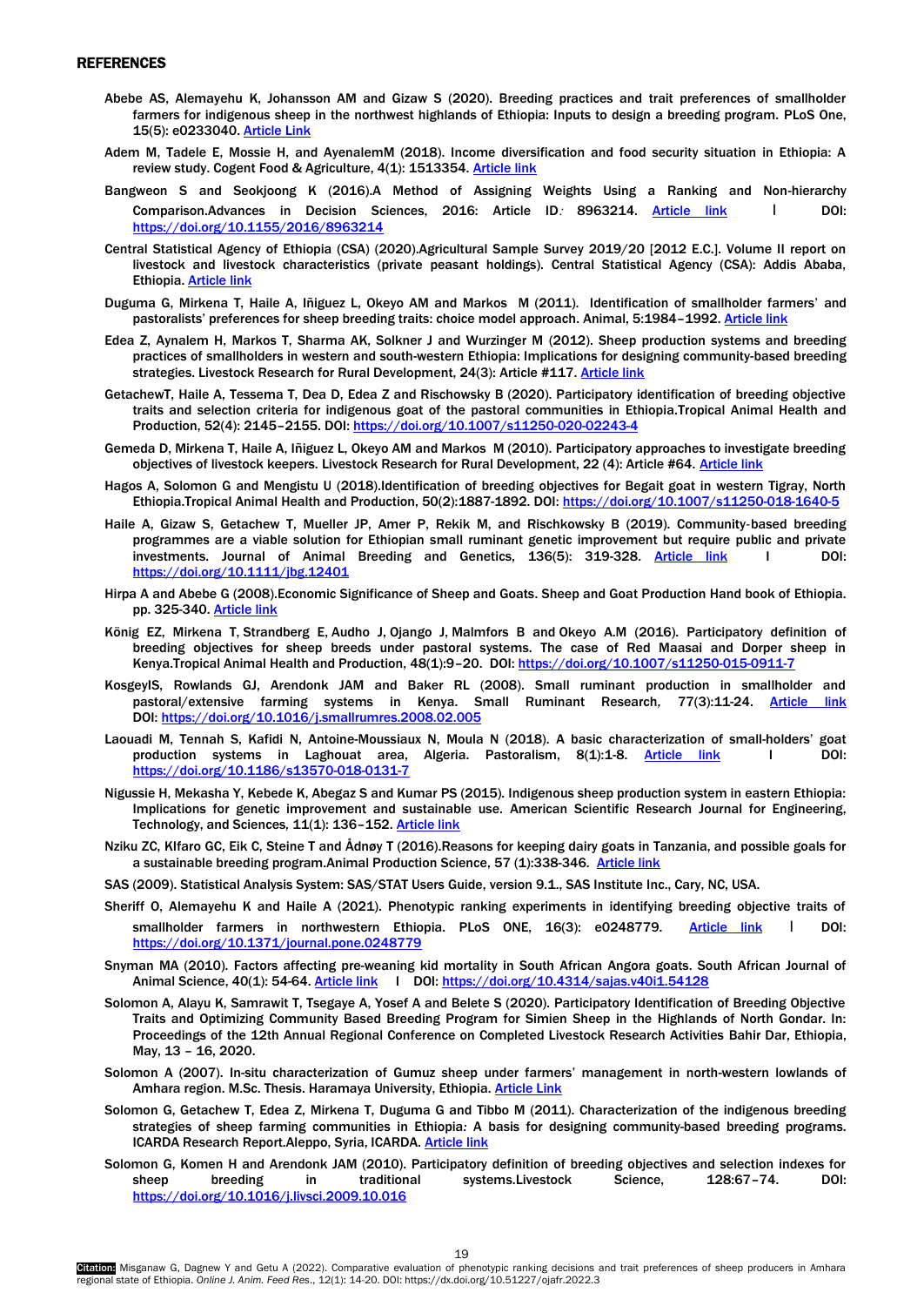## REFERENCES

Abebe AS, Alemayehu K, Johansson AM and Gizaw S (2020). Breeding practices and trait preferences of smallholder farmers for indigenous sheep in the northwest highlands of Ethiopia: Inputs to design a breeding program. PLoS One, 15(5): e0233040. Article Link

Adem M, Tadele E, Mossie H, and AyenalemM (2018). Income diversification and food security situation in Ethiopia: A review study. Cogent Food & Agriculture, 4(1): 1513354. Article link

Bangweon S and Seokjoong K (2016).A Method of Assigning Weights Using a Ranking and Non-hierarchy Comparison.Advances in Decision Sciences, 2016: Article ID: 8963214. Article link | DOI: https://doi.org/10.1155/2016/8963214

Central Statistical Agency of Ethiopia (CSA) (2020).Agricultural Sample Survey 2019/20 [2012 E.C.]. Volume II report on livestock and livestock characteristics (private peasant holdings). Central Statistical Agency (CSA): Addis Ababa, Ethiopia. Article link

Duguma G, Mirkena T, Haile A, Iñiguez L, Okeyo AM and Markos M (2011). Identification of smallholder farmers' and pastoralists' preferences for sheep breeding traits: choice model approach. Animal, 5:1984–1992. Article link

Edea Z, Aynalem H, Markos T, Sharma AK, Solkner J and Wurzinger M (2012). Sheep production systems and breeding practices of smallholders in western and south-western Ethiopia: Implications for designing community-based breeding strategies. Livestock Research for Rural Development, 24(3): Article #117. Article link

GetachewT, Haile A, Tessema T, Dea D, Edea Z and Rischowsky B (2020). Participatory identification of breeding objective traits and selection criteria for indigenous goat of the pastoral communities in Ethiopia.Tropical Animal Health and Production, 52(4): 2145–2155. DOI: https://doi.org/10.1007/s11250-020-02243-4

Gemeda D, Mirkena T, Haile A, Iñiguez L, Okeyo AM and Markos M (2010). Participatory approaches to investigate breeding objectives of livestock keepers. Livestock Research for Rural Development, 22 (4): Article #64. Article link

Hagos A, Solomon G and Mengistu U (2018).Identification of breeding objectives for Begait goat in western Tigray, North Ethiopia.Tropical Animal Health and Production, 50(2):1887-1892. DOI: https://doi.org/10.1007/s11250-018-1640-5

Haile A, Gizaw S, Getachew T, Mueller JP, Amer P, Rekik M, and Rischkowsky B (2019). Community-based breeding programmes are a viable solution for Ethiopian small ruminant genetic improvement but require public and private investments. Journal of Animal Breeding and Genetics, 136(5): 319-328. Article link | DOI: https://doi.org/10.1111/jbg.12401

Hirpa A and Abebe G (2008).Economic Significance of Sheep and Goats. Sheep and Goat Production Hand book of Ethiopia. pp. 325-340. Article link

König EZ, Mirkena T, Strandberg E, Audho J, Ojango J, Malmfors B and Okeyo A.M (2016). Participatory definition of breeding objectives for sheep breeds under pastoral systems. The case of Red Maasai and Dorper sheep in Kenya.Tropical Animal Health and Production, 48(1):9–20. DOI: https://doi.org/10.1007/s11250-015-0911-7

KosgeyIS, Rowlands GJ, Arendonk JAM and Baker RL (2008). Small ruminant production in smallholder and pastoral/extensive farming systems in Kenya. Small Ruminant Research, 77(3):11-24. Article link DOI: https://doi.org/10.1016/j.smallrumres.2008.02.005

Laouadi M, Tennah S, Kafidi N, Antoine-Moussiaux N, Moula N (2018). A basic characterization of small-holders' goat production systems in Laghouat area, Algeria. Pastoralism, 8(1):1-8. Article link | DOI: https://doi.org/10.1186/s13570-018-0131-7

Nigussie H, Mekasha Y, Kebede K, Abegaz S and Kumar PS (2015). Indigenous sheep production system in eastern Ethiopia: Implications for genetic improvement and sustainable use. American Scientific Research Journal for Engineering, Technology, and Sciences, 11(1): 136–152. Article link

Nziku ZC, KIfaro GC, Eik C, Steine T and Ådnøy T (2016).Reasons for keeping dairy goats in Tanzania, and possible goals for a sustainable breeding program.Animal Production Science, 57 (1):338-346. Article link

SAS (2009). Statistical Analysis System: SAS/STAT Users Guide, version 9.1., SAS Institute Inc., Cary, NC, USA.

Sheriff O, Alemayehu K and Haile A (2021). Phenotypic ranking experiments in identifying breeding objective traits of smallholder farmers in northwestern Ethiopia. PLoS ONE, 16(3): e0248779. Article link | DOI: https://doi.org/10.1371/journal.pone.0248779

Snyman MA (2010). Factors affecting pre-weaning kid mortality in South African Angora goats. South African Journal of Animal Science, 40(1): 54-64. Article link | DOI: https://doi.org/10.4314/sajas.v40i1.54128

Solomon A, Alayu K, Samrawit T, Tsegaye A, Yosef A and Belete S (2020). Participatory Identification of Breeding Objective Traits and Optimizing Community Based Breeding Program for Simien Sheep in the Highlands of North Gondar. In: Proceedings of the 12th Annual Regional Conference on Completed Livestock Research Activities Bahir Dar, Ethiopia, May, 13 – 16, 2020.

Solomon A (2007). In-situ characterization of Gumuz sheep under farmers' management in north-western lowlands of Amhara region. M.Sc. Thesis. Haramaya University, Ethiopia. Article Link

Solomon G, Getachew T, Edea Z, Mirkena T, Duguma G and Tibbo M (2011). Characterization of the indigenous breeding strategies of sheep farming communities in Ethiopia: A basis for designing community-based breeding programs. ICARDA Research Report.Aleppo, Syria, ICARDA. Article link

Solomon G, Komen H and Arendonk JAM (2010). Participatory definition of breeding objectives and selection indexes for sheep breeding in traditional systems.Livestock Science, 128:67–74. DOI: https://doi.org/10.1016/j.livsci.2009.10.016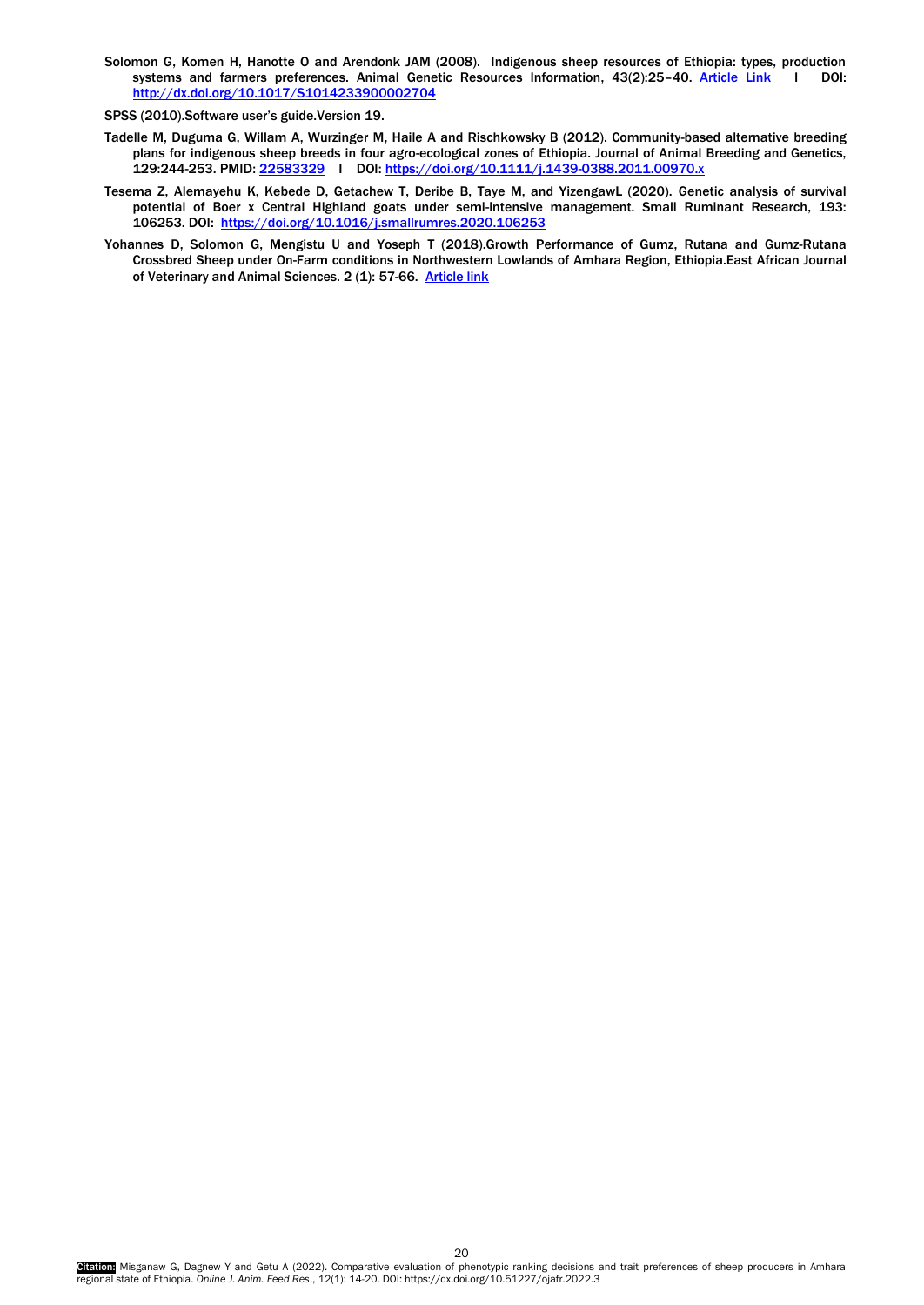Solomon G, Komen H, Hanotte O and Arendonk JAM (2008). Indigenous sheep resources of Ethiopia: types, production systems and farmers preferences. Animal Genetic Resources Information, 43(2):25–40. Article Link | DOI: http://dx.doi.org/10.1017/S1014233900002704

SPSS (2010).Software user's guide.Version 19.

Tadelle M, Duguma G, Willam A, Wurzinger M, Haile A and Rischkowsky B (2012). Community-based alternative breeding plans for indigenous sheep breeds in four agro-ecological zones of Ethiopia. Journal of Animal Breeding and Genetics, 129:244-253. PMID: 22583329 | DOI: https://doi.org/10.1111/j.1439-0388.2011.00970.x

Tesema Z, Alemayehu K, Kebede D, Getachew T, Deribe B, Taye M, and YizengawL (2020). Genetic analysis of survival potential of Boer x Central Highland goats under semi-intensive management. Small Ruminant Research, 193: 106253. DOI: https://doi.org/10.1016/j.smallrumres.2020.106253

Yohannes D, Solomon G, Mengistu U and Yoseph T (2018).Growth Performance of Gumz, Rutana and Gumz-Rutana Crossbred Sheep under On-Farm conditions in Northwestern Lowlands of Amhara Region, Ethiopia.East African Journal of Veterinary and Animal Sciences. 2 (1): 57-66. Article link